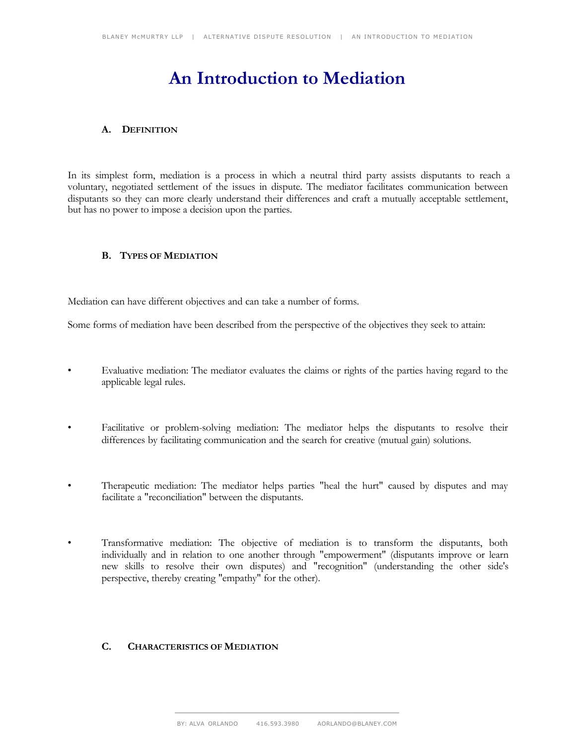# An Introduction to Mediation

## A. DEFINITION

In its simplest form, mediation is a process in which a neutral third party assists disputants to reach a voluntary, negotiated settlement of the issues in dispute. The mediator facilitates communication between disputants so they can more clearly understand their differences and craft a mutually acceptable settlement, but has no power to impose a decision upon the parties.

## B. TYPES OF MEDIATION

Mediation can have different objectives and can take a number of forms.

Some forms of mediation have been described from the perspective of the objectives they seek to attain:

- Evaluative mediation: The mediator evaluates the claims or rights of the parties having regard to the applicable legal rules.

- Facilitative or problem-solving mediation: The mediator helps the disputants to resolve their differences by facilitating communication and the search for creative (mutual gain) solutions.

- Therapeutic mediation: The mediator helps parties "heal the hurt" caused by disputes and may facilitate a "reconciliation" between the disputants.

- Transformative mediation: The objective of mediation is to transform the disputants, both individually and in relation to one another through "empowerment" (disputants improve or learn new skills to resolve their own disputes) and "recognition" (understanding the other side's perspective, thereby creating "empathy" for the other).

## C. CHARACTERISTICS OF MEDIATION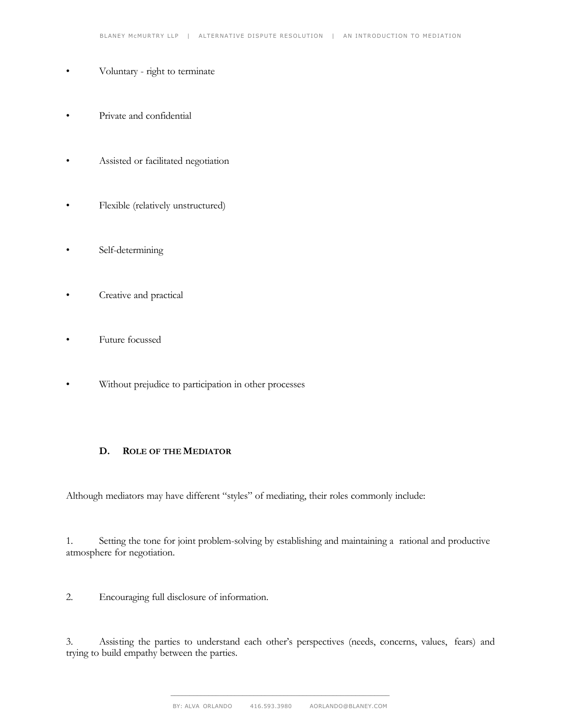- Voluntary - right to terminate
- Private and confidential
- Assisted or facilitated negotiation
- Flexible (relatively unstructured)
- Self-determining
- Creative and practical
- Future focussed
- Without prejudice to participation in other processes

### D. Role of the Mediator

Although mediators may have different "styles" of mediating, their roles commonly include:

1. Setting the tone for joint problem-solving by establishing and maintaining a rational and productive atmosphere for negotiation.

2. Encouraging full disclosure of information.

3. Assisting the parties to understand each other's perspectives (needs, concerns, values, fears) and trying to build empathy between the parties.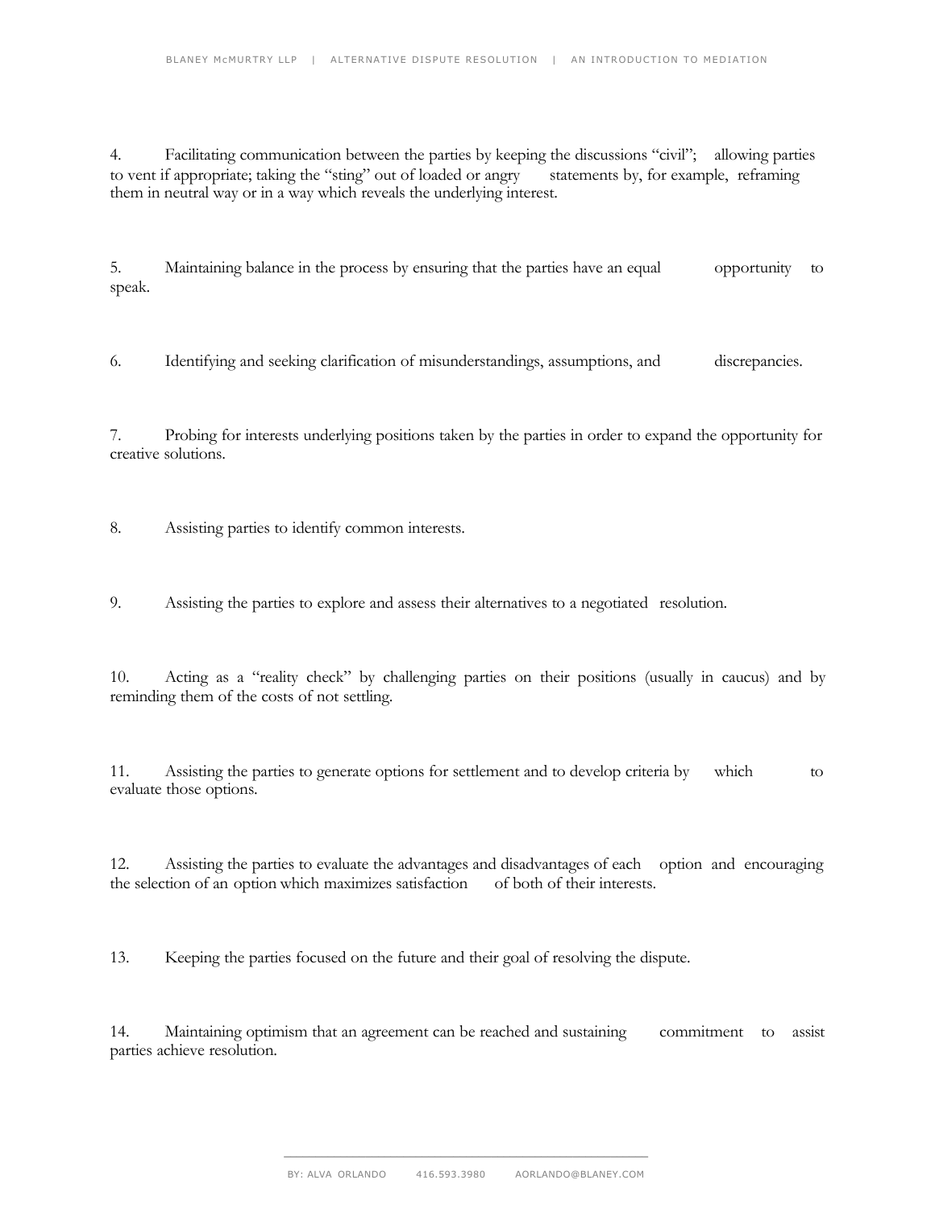4. Facilitating communication between the parties by keeping the discussions "civil"; allowing parties to vent if appropriate; taking the "sting" out of loaded or angry statements by, for example, reframing them in neutral way or in a way which reveals the underlying interest.

5. Maintaining balance in the process by ensuring that the parties have an equal opportunity to speak.

6. Identifying and seeking clarification of misunderstandings, assumptions, and discrepancies.

7. Probing for interests underlying positions taken by the parties in order to expand the opportunity for creative solutions.

8. Assisting parties to identify common interests.

9. Assisting the parties to explore and assess their alternatives to a negotiated resolution.

10. Acting as a "reality check" by challenging parties on their positions (usually in caucus) and by reminding them of the costs of not settling.

11. Assisting the parties to generate options for settlement and to develop criteria by which to evaluate those options.

12. Assisting the parties to evaluate the advantages and disadvantages of each option and encouraging the selection of an option which maximizes satisfaction of both of their interests.

13. Keeping the parties focused on the future and their goal of resolving the dispute.

14. Maintaining optimism that an agreement can be reached and sustaining commitment to assist parties achieve resolution.